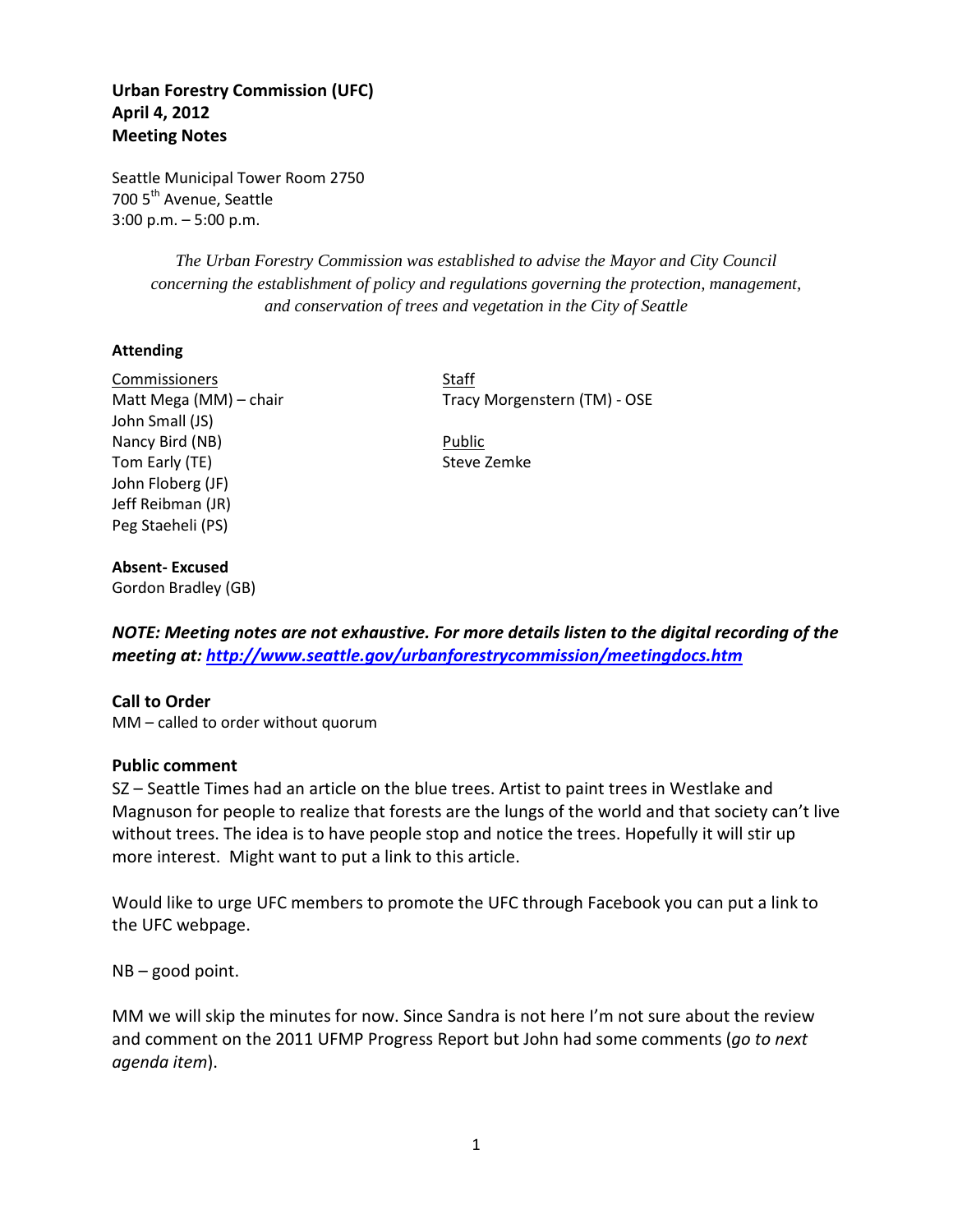**Urban Forestry Commission (UFC)**
**April 4, 2012**
**Meeting Notes**

Seattle Municipal Tower Room 2750
700 5th Avenue, Seattle
3:00 p.m. – 5:00 p.m.

*The Urban Forestry Commission was established to advise the Mayor and City Council concerning the establishment of policy and regulations governing the protection, management, and conservation of trees and vegetation in the City of Seattle*

**Attending**

Commissioners
Matt Mega (MM) – chair
John Small (JS)
Nancy Bird (NB)
Tom Early (TE)
John Floberg (JF)
Jeff Reibman (JR)
Peg Staeheli (PS)

Staff
Tracy Morgenstern (TM) - OSE

Public
Steve Zemke

**Absent- Excused**
Gordon Bradley (GB)

***NOTE: Meeting notes are not exhaustive. For more details listen to the digital recording of the meeting at: http://www.seattle.gov/urbanforestrycommission/meetingdocs.htm***

**Call to Order**
MM – called to order without quorum

**Public comment**
SZ – Seattle Times had an article on the blue trees. Artist to paint trees in Westlake and Magnuson for people to realize that forests are the lungs of the world and that society can't live without trees. The idea is to have people stop and notice the trees. Hopefully it will stir up more interest. Might want to put a link to this article.

Would like to urge UFC members to promote the UFC through Facebook you can put a link to the UFC webpage.

NB – good point.

MM we will skip the minutes for now. Since Sandra is not here I'm not sure about the review and comment on the 2011 UFMP Progress Report but John had some comments (*go to next agenda item*).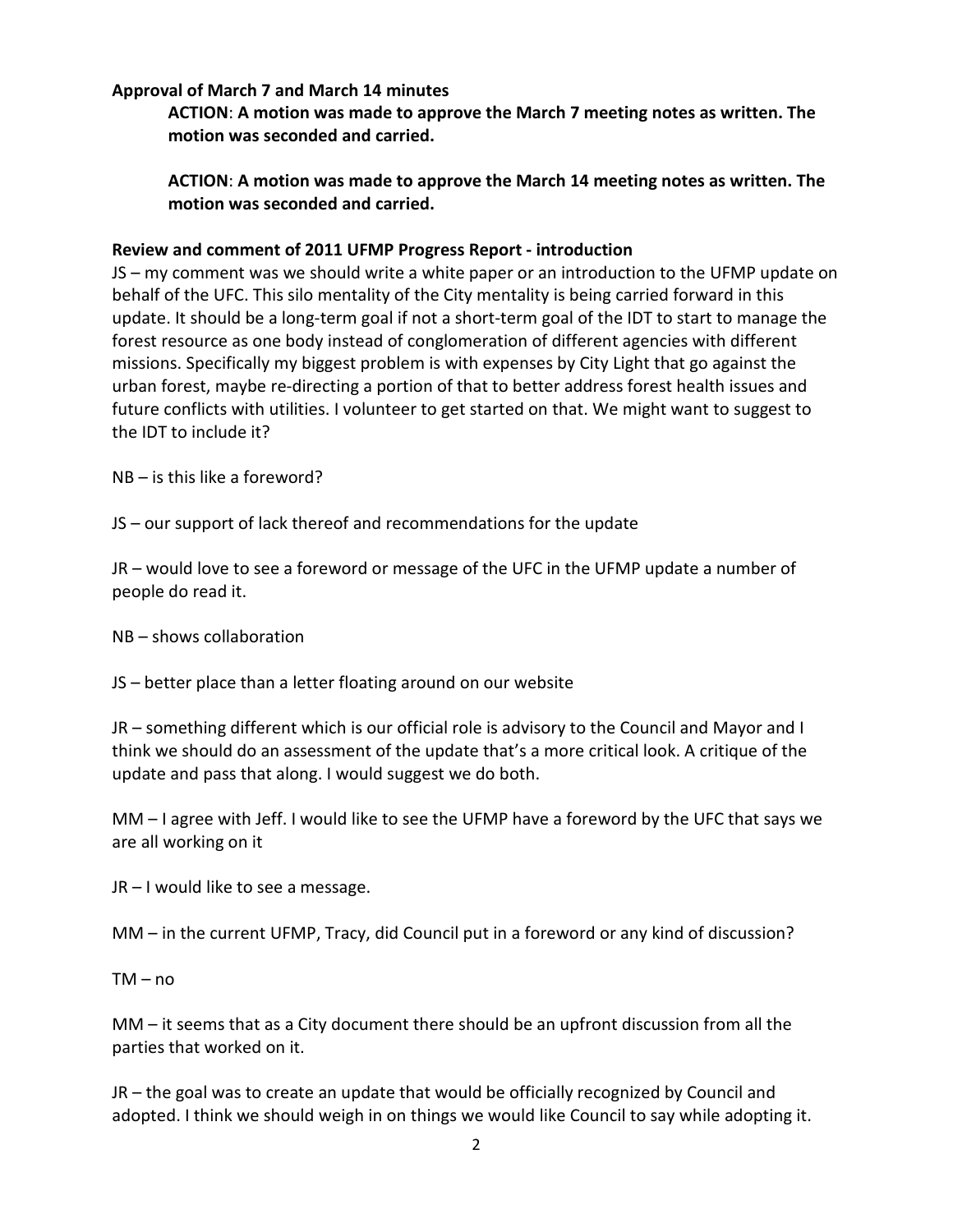**Approval of March 7 and March 14 minutes**

> **ACTION**: **A motion was made to approve the March 7 meeting notes as written. The motion was seconded and carried.**
>
> **ACTION**: **A motion was made to approve the March 14 meeting notes as written. The motion was seconded and carried.**

**Review and comment of 2011 UFMP Progress Report - introduction**

JS – my comment was we should write a white paper or an introduction to the UFMP update on behalf of the UFC. This silo mentality of the City mentality is being carried forward in this update. It should be a long-term goal if not a short-term goal of the IDT to start to manage the forest resource as one body instead of conglomeration of different agencies with different missions. Specifically my biggest problem is with expenses by City Light that go against the urban forest, maybe re-directing a portion of that to better address forest health issues and future conflicts with utilities. I volunteer to get started on that. We might want to suggest to the IDT to include it?

NB – is this like a foreword?

JS – our support of lack thereof and recommendations for the update

JR – would love to see a foreword or message of the UFC in the UFMP update a number of people do read it.

NB – shows collaboration

JS – better place than a letter floating around on our website

JR – something different which is our official role is advisory to the Council and Mayor and I think we should do an assessment of the update that's a more critical look. A critique of the update and pass that along. I would suggest we do both.

MM – I agree with Jeff. I would like to see the UFMP have a foreword by the UFC that says we are all working on it

JR – I would like to see a message.

MM – in the current UFMP, Tracy, did Council put in a foreword or any kind of discussion?

TM – no

MM – it seems that as a City document there should be an upfront discussion from all the parties that worked on it.

JR – the goal was to create an update that would be officially recognized by Council and adopted. I think we should weigh in on things we would like Council to say while adopting it.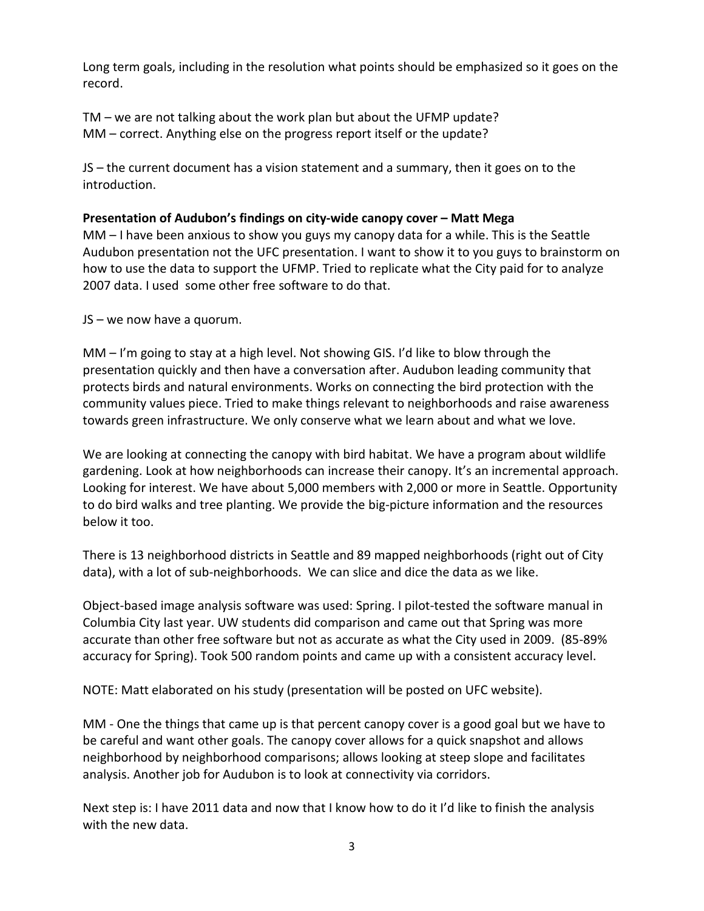Long term goals, including in the resolution what points should be emphasized so it goes on the record.

TM – we are not talking about the work plan but about the UFMP update?
MM – correct. Anything else on the progress report itself or the update?

JS – the current document has a vision statement and a summary, then it goes on to the introduction.

**Presentation of Audubon's findings on city-wide canopy cover – Matt Mega**

MM – I have been anxious to show you guys my canopy data for a while. This is the Seattle Audubon presentation not the UFC presentation. I want to show it to you guys to brainstorm on how to use the data to support the UFMP. Tried to replicate what the City paid for to analyze 2007 data. I used some other free software to do that.

JS – we now have a quorum.

MM – I'm going to stay at a high level. Not showing GIS. I'd like to blow through the presentation quickly and then have a conversation after. Audubon leading community that protects birds and natural environments. Works on connecting the bird protection with the community values piece. Tried to make things relevant to neighborhoods and raise awareness towards green infrastructure. We only conserve what we learn about and what we love.

We are looking at connecting the canopy with bird habitat. We have a program about wildlife gardening. Look at how neighborhoods can increase their canopy. It's an incremental approach. Looking for interest. We have about 5,000 members with 2,000 or more in Seattle. Opportunity to do bird walks and tree planting. We provide the big-picture information and the resources below it too.

There is 13 neighborhood districts in Seattle and 89 mapped neighborhoods (right out of City data), with a lot of sub-neighborhoods. We can slice and dice the data as we like.

Object-based image analysis software was used: Spring. I pilot-tested the software manual in Columbia City last year. UW students did comparison and came out that Spring was more accurate than other free software but not as accurate as what the City used in 2009. (85-89% accuracy for Spring). Took 500 random points and came up with a consistent accuracy level.

NOTE: Matt elaborated on his study (presentation will be posted on UFC website).

MM - One the things that came up is that percent canopy cover is a good goal but we have to be careful and want other goals. The canopy cover allows for a quick snapshot and allows neighborhood by neighborhood comparisons; allows looking at steep slope and facilitates analysis. Another job for Audubon is to look at connectivity via corridors.

Next step is: I have 2011 data and now that I know how to do it I'd like to finish the analysis with the new data.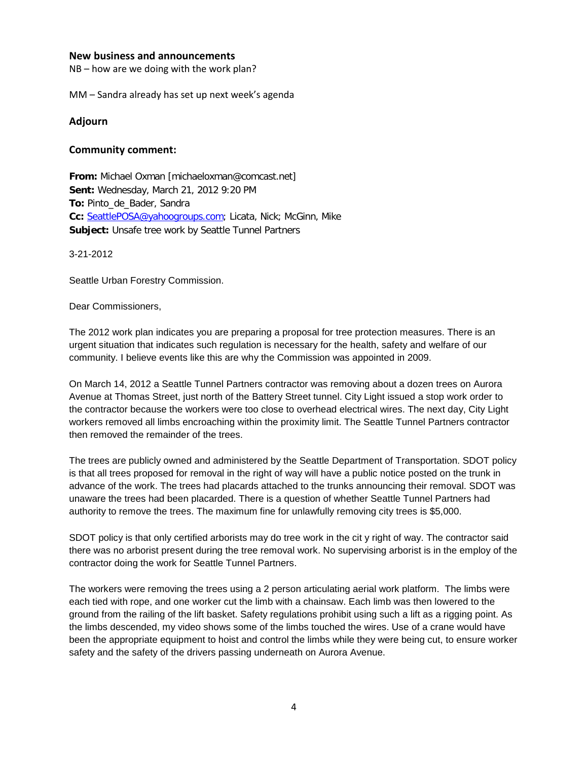### New business and announcements

NB – how are we doing with the work plan?

MM – Sandra already has set up next week's agenda

### Adjourn

### Community comment:

**From:** Michael Oxman [michaeloxman@comcast.net]
**Sent:** Wednesday, March 21, 2012 9:20 PM
**To:** Pinto_de_Bader, Sandra
**Cc:** SeattlePOSA@yahoogroups.com; Licata, Nick; McGinn, Mike
**Subject:** Unsafe tree work by Seattle Tunnel Partners

3-21-2012

Seattle Urban Forestry Commission.

Dear Commissioners,

The 2012 work plan indicates you are preparing a proposal for tree protection measures. There is an urgent situation that indicates such regulation is necessary for the health, safety and welfare of our community. I believe events like this are why the Commission was appointed in 2009.

On March 14, 2012 a Seattle Tunnel Partners contractor was removing about a dozen trees on Aurora Avenue at Thomas Street, just north of the Battery Street tunnel. City Light issued a stop work order to the contractor because the workers were too close to overhead electrical wires. The next day, City Light workers removed all limbs encroaching within the proximity limit. The Seattle Tunnel Partners contractor then removed the remainder of the trees.

The trees are publicly owned and administered by the Seattle Department of Transportation. SDOT policy is that all trees proposed for removal in the right of way will have a public notice posted on the trunk in advance of the work. The trees had placards attached to the trunks announcing their removal. SDOT was unaware the trees had been placarded. There is a question of whether Seattle Tunnel Partners had authority to remove the trees. The maximum fine for unlawfully removing city trees is $5,000.

SDOT policy is that only certified arborists may do tree work in the cit y right of way. The contractor said there was no arborist present during the tree removal work. No supervising arborist is in the employ of the contractor doing the work for Seattle Tunnel Partners.

The workers were removing the trees using a 2 person articulating aerial work platform. The limbs were each tied with rope, and one worker cut the limb with a chainsaw. Each limb was then lowered to the ground from the railing of the lift basket. Safety regulations prohibit using such a lift as a rigging point. As the limbs descended, my video shows some of the limbs touched the wires. Use of a crane would have been the appropriate equipment to hoist and control the limbs while they were being cut, to ensure worker safety and the safety of the drivers passing underneath on Aurora Avenue.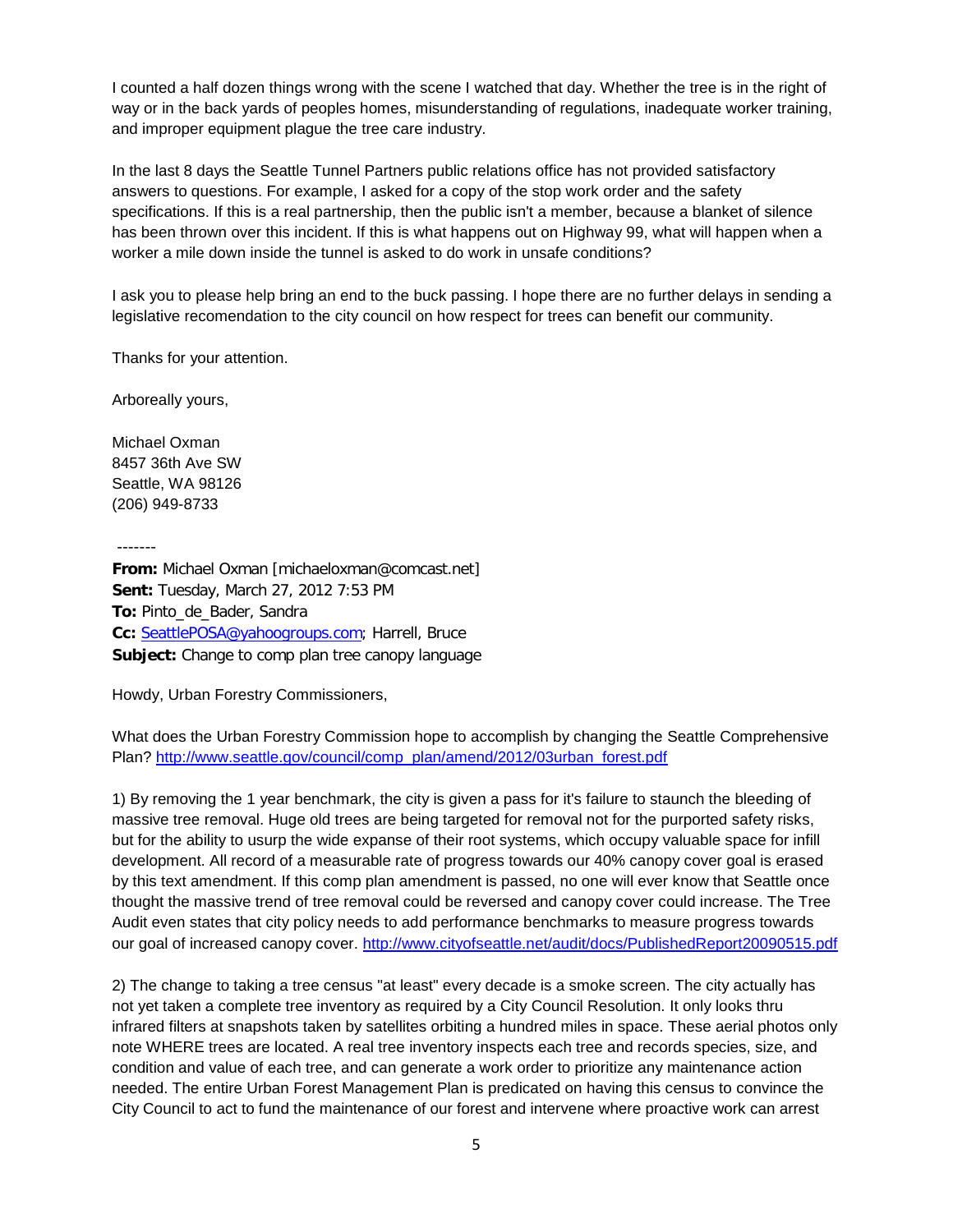I counted a half dozen things wrong with the scene I watched that day. Whether the tree is in the right of way or in the back yards of peoples homes, misunderstanding of regulations, inadequate worker training, and improper equipment plague the tree care industry.

In the last 8 days the Seattle Tunnel Partners public relations office has not provided satisfactory answers to questions. For example, I asked for a copy of the stop work order and the safety specifications. If this is a real partnership, then the public isn't a member, because a blanket of silence has been thrown over this incident. If this is what happens out on Highway 99, what will happen when a worker a mile down inside the tunnel is asked to do work in unsafe conditions?

I ask you to please help bring an end to the buck passing. I hope there are no further delays in sending a legislative recomendation to the city council on how respect for trees can benefit our community.

Thanks for your attention.

Arboreally yours,

Michael Oxman
8457 36th Ave SW
Seattle, WA 98126
(206) 949-8733

-------

**From:** Michael Oxman [michaeloxman@comcast.net]
**Sent:** Tuesday, March 27, 2012 7:53 PM
**To:** Pinto_de_Bader, Sandra
**Cc:** SeattlePOSA@yahoogroups.com; Harrell, Bruce
**Subject:** Change to comp plan tree canopy language

Howdy, Urban Forestry Commissioners,

What does the Urban Forestry Commission hope to accomplish by changing the Seattle Comprehensive Plan? http://www.seattle.gov/council/comp_plan/amend/2012/03urban_forest.pdf

1) By removing the 1 year benchmark, the city is given a pass for it's failure to staunch the bleeding of massive tree removal. Huge old trees are being targeted for removal not for the purported safety risks, but for the ability to usurp the wide expanse of their root systems, which occupy valuable space for infill development. All record of a measurable rate of progress towards our 40% canopy cover goal is erased by this text amendment. If this comp plan amendment is passed, no one will ever know that Seattle once thought the massive trend of tree removal could be reversed and canopy cover could increase. The Tree Audit even states that city policy needs to add performance benchmarks to measure progress towards our goal of increased canopy cover. http://www.cityofseattle.net/audit/docs/PublishedReport20090515.pdf

2) The change to taking a tree census "at least" every decade is a smoke screen. The city actually has not yet taken a complete tree inventory as required by a City Council Resolution. It only looks thru infrared filters at snapshots taken by satellites orbiting a hundred miles in space. These aerial photos only note WHERE trees are located. A real tree inventory inspects each tree and records species, size, and condition and value of each tree, and can generate a work order to prioritize any maintenance action needed. The entire Urban Forest Management Plan is predicated on having this census to convince the City Council to act to fund the maintenance of our forest and intervene where proactive work can arrest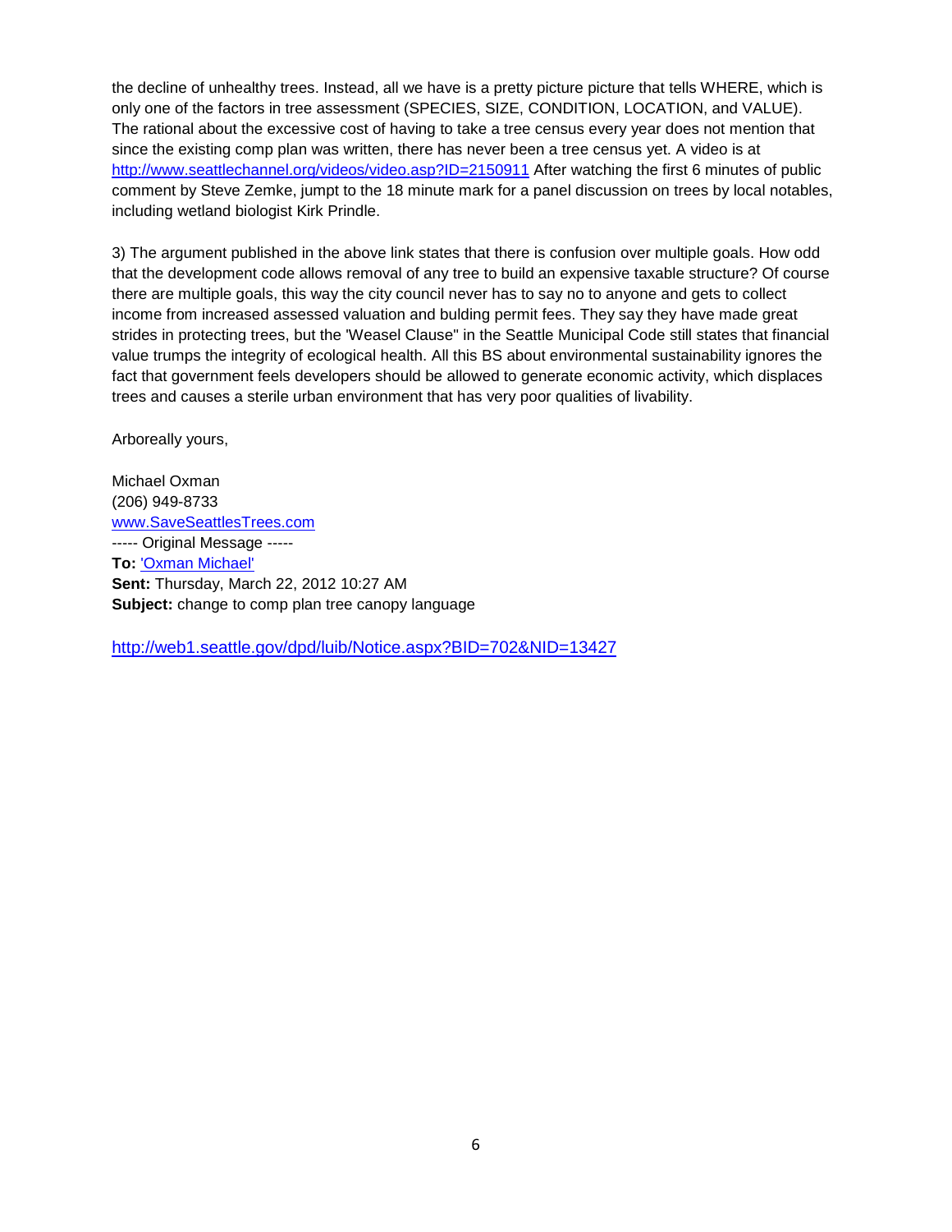the decline of unhealthy trees. Instead, all we have is a pretty picture picture that tells WHERE, which is only one of the factors in tree assessment (SPECIES, SIZE, CONDITION, LOCATION, and VALUE). The rational about the excessive cost of having to take a tree census every year does not mention that since the existing comp plan was written, there has never been a tree census yet. A video is at [http://www.seattlechannel.org/videos/video.asp?ID=2150911](http://www.seattlechannel.org/videos/video.asp?ID=2150911) After watching the first 6 minutes of public comment by Steve Zemke, jumpt to the 18 minute mark for a panel discussion on trees by local notables, including wetland biologist Kirk Prindle.

3) The argument published in the above link states that there is confusion over multiple goals. How odd that the development code allows removal of any tree to build an expensive taxable structure? Of course there are multiple goals, this way the city council never has to say no to anyone and gets to collect income from increased assessed valuation and bulding permit fees. They say they have made great strides in protecting trees, but the 'Weasel Clause" in the Seattle Municipal Code still states that financial value trumps the integrity of ecological health. All this BS about environmental sustainability ignores the fact that government feels developers should be allowed to generate economic activity, which displaces trees and causes a sterile urban environment that has very poor qualities of livability.

Arboreally yours,

Michael Oxman
(206) 949-8733
[www.SaveSeattlesTrees.com](http://www.SaveSeattlesTrees.com)
----- Original Message -----
**To:** 'Oxman Michael'
**Sent:** Thursday, March 22, 2012 10:27 AM
**Subject:** change to comp plan tree canopy language

[http://web1.seattle.gov/dpd/luib/Notice.aspx?BID=702&NID=13427](http://web1.seattle.gov/dpd/luib/Notice.aspx?BID=702&NID=13427)